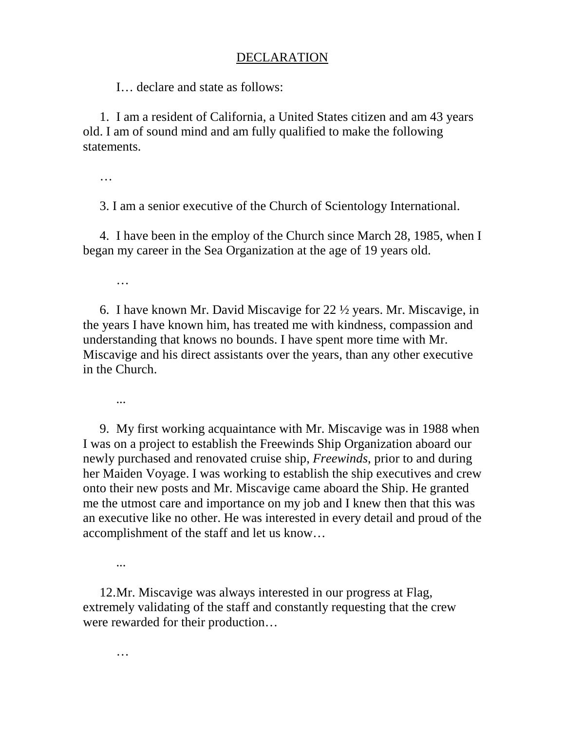<u>DECLARATION</u>

I… declare and state as follows:

1. I am a resident of California, a United States citizen and am 43 years old. I am of sound mind and am fully qualified to make the following statements.

…

3. I am a senior executive of the Church of Scientology International.

4. I have been in the employ of the Church since March 28, 1985, when I began my career in the Sea Organization at the age of 19 years old.

…

6. I have known Mr. David Miscavige for 22 ½ years. Mr. Miscavige, in the years I have known him, has treated me with kindness, compassion and understanding that knows no bounds. I have spent more time with Mr. Miscavige and his direct assistants over the years, than any other executive in the Church.

...

9. My first working acquaintance with Mr. Miscavige was in 1988 when I was on a project to establish the Freewinds Ship Organization aboard our newly purchased and renovated cruise ship, *Freewinds*, prior to and during her Maiden Voyage. I was working to establish the ship executives and crew onto their new posts and Mr. Miscavige came aboard the Ship. He granted me the utmost care and importance on my job and I knew then that this was an executive like no other. He was interested in every detail and proud of the accomplishment of the staff and let us know…

...

12. Mr. Miscavige was always interested in our progress at Flag, extremely validating of the staff and constantly requesting that the crew were rewarded for their production…

…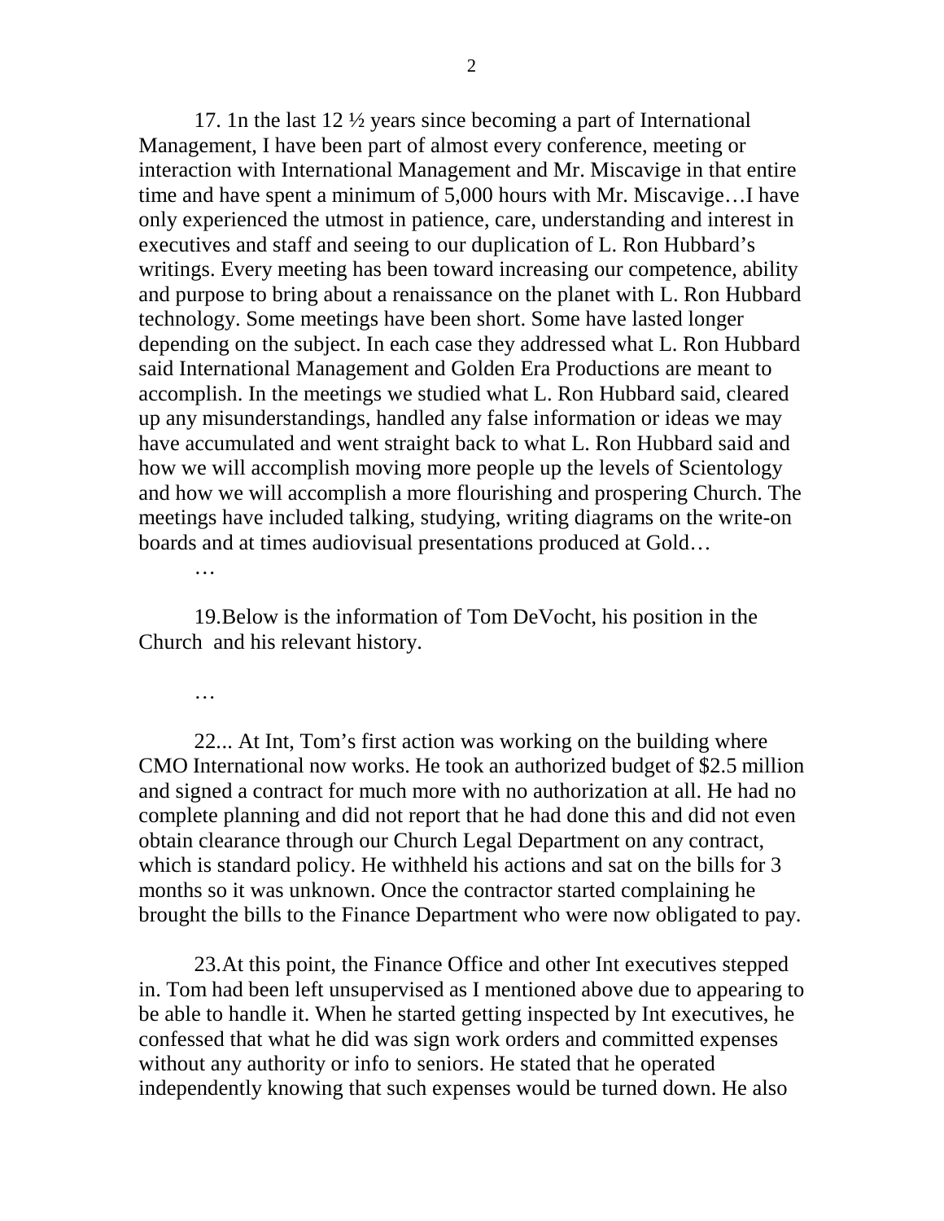17. 1n the last 12 ½ years since becoming a part of International Management, I have been part of almost every conference, meeting or interaction with International Management and Mr. Miscavige in that entire time and have spent a minimum of 5,000 hours with Mr. Miscavige…I have only experienced the utmost in patience, care, understanding and interest in executives and staff and seeing to our duplication of L. Ron Hubbard's writings. Every meeting has been toward increasing our competence, ability and purpose to bring about a renaissance on the planet with L. Ron Hubbard technology. Some meetings have been short. Some have lasted longer depending on the subject. In each case they addressed what L. Ron Hubbard said International Management and Golden Era Productions are meant to accomplish. In the meetings we studied what L. Ron Hubbard said, cleared up any misunderstandings, handled any false information or ideas we may have accumulated and went straight back to what L. Ron Hubbard said and how we will accomplish moving more people up the levels of Scientology and how we will accomplish a more flourishing and prospering Church. The meetings have included talking, studying, writing diagrams on the write-on boards and at times audiovisual presentations produced at Gold…

…

19.Below is the information of Tom DeVocht, his position in the Church and his relevant history.

…

22... At Int, Tom's first action was working on the building where CMO International now works. He took an authorized budget of $2.5 million and signed a contract for much more with no authorization at all. He had no complete planning and did not report that he had done this and did not even obtain clearance through our Church Legal Department on any contract, which is standard policy. He withheld his actions and sat on the bills for 3 months so it was unknown. Once the contractor started complaining he brought the bills to the Finance Department who were now obligated to pay.

23.At this point, the Finance Office and other Int executives stepped in. Tom had been left unsupervised as I mentioned above due to appearing to be able to handle it. When he started getting inspected by Int executives, he confessed that what he did was sign work orders and committed expenses without any authority or info to seniors. He stated that he operated independently knowing that such expenses would be turned down. He also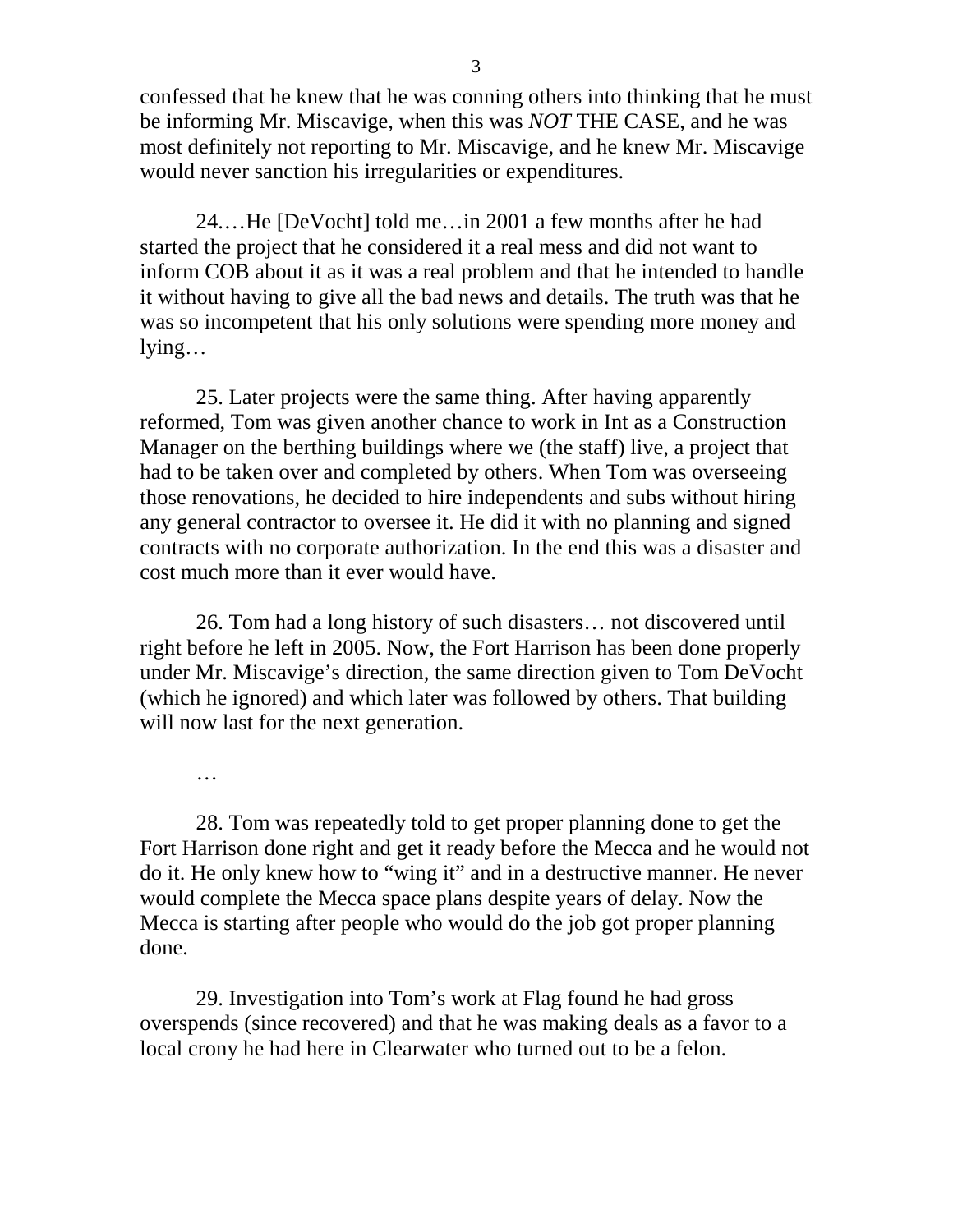confessed that he knew that he was conning others into thinking that he must be informing Mr. Miscavige, when this was *NOT* THE CASE, and he was most definitely not reporting to Mr. Miscavige, and he knew Mr. Miscavige would never sanction his irregularities or expenditures.

24.…He [DeVocht] told me…in 2001 a few months after he had started the project that he considered it a real mess and did not want to inform COB about it as it was a real problem and that he intended to handle it without having to give all the bad news and details. The truth was that he was so incompetent that his only solutions were spending more money and lying…

25. Later projects were the same thing. After having apparently reformed, Tom was given another chance to work in Int as a Construction Manager on the berthing buildings where we (the staff) live, a project that had to be taken over and completed by others. When Tom was overseeing those renovations, he decided to hire independents and subs without hiring any general contractor to oversee it. He did it with no planning and signed contracts with no corporate authorization. In the end this was a disaster and cost much more than it ever would have.

26. Tom had a long history of such disasters… not discovered until right before he left in 2005. Now, the Fort Harrison has been done properly under Mr. Miscavige's direction, the same direction given to Tom DeVocht (which he ignored) and which later was followed by others. That building will now last for the next generation.

…

28. Tom was repeatedly told to get proper planning done to get the Fort Harrison done right and get it ready before the Mecca and he would not do it. He only knew how to "wing it" and in a destructive manner. He never would complete the Mecca space plans despite years of delay. Now the Mecca is starting after people who would do the job got proper planning done.

29. Investigation into Tom's work at Flag found he had gross overspends (since recovered) and that he was making deals as a favor to a local crony he had here in Clearwater who turned out to be a felon.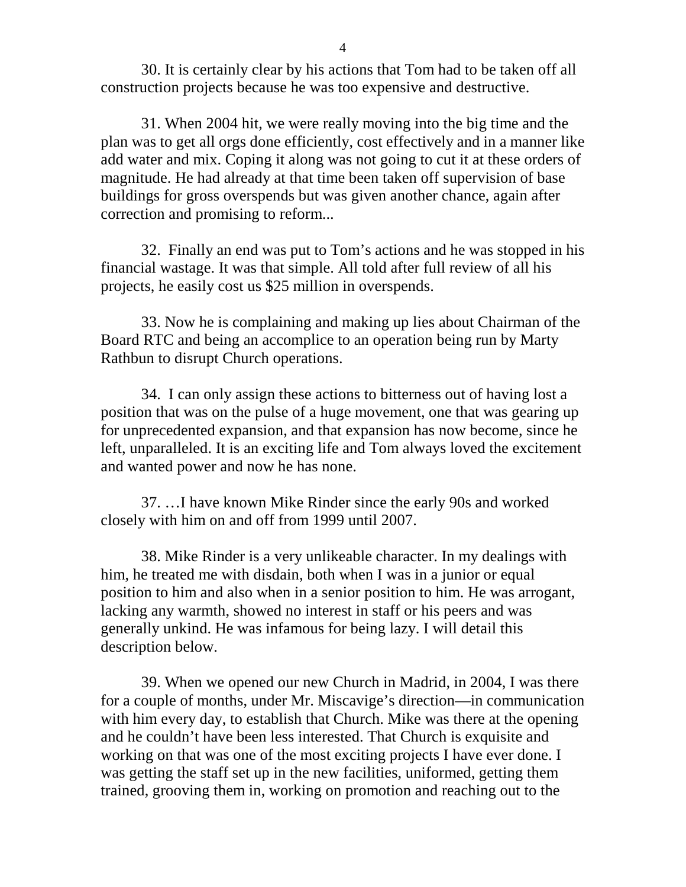30. It is certainly clear by his actions that Tom had to be taken off all construction projects because he was too expensive and destructive.

31. When 2004 hit, we were really moving into the big time and the plan was to get all orgs done efficiently, cost effectively and in a manner like add water and mix. Coping it along was not going to cut it at these orders of magnitude. He had already at that time been taken off supervision of base buildings for gross overspends but was given another chance, again after correction and promising to reform...

32. Finally an end was put to Tom's actions and he was stopped in his financial wastage. It was that simple. All told after full review of all his projects, he easily cost us $25 million in overspends.

33. Now he is complaining and making up lies about Chairman of the Board RTC and being an accomplice to an operation being run by Marty Rathbun to disrupt Church operations.

34. I can only assign these actions to bitterness out of having lost a position that was on the pulse of a huge movement, one that was gearing up for unprecedented expansion, and that expansion has now become, since he left, unparalleled. It is an exciting life and Tom always loved the excitement and wanted power and now he has none.

37. …I have known Mike Rinder since the early 90s and worked closely with him on and off from 1999 until 2007.

38. Mike Rinder is a very unlikeable character. In my dealings with him, he treated me with disdain, both when I was in a junior or equal position to him and also when in a senior position to him. He was arrogant, lacking any warmth, showed no interest in staff or his peers and was generally unkind. He was infamous for being lazy. I will detail this description below.

39. When we opened our new Church in Madrid, in 2004, I was there for a couple of months, under Mr. Miscavige's direction—in communication with him every day, to establish that Church. Mike was there at the opening and he couldn't have been less interested. That Church is exquisite and working on that was one of the most exciting projects I have ever done. I was getting the staff set up in the new facilities, uniformed, getting them trained, grooving them in, working on promotion and reaching out to the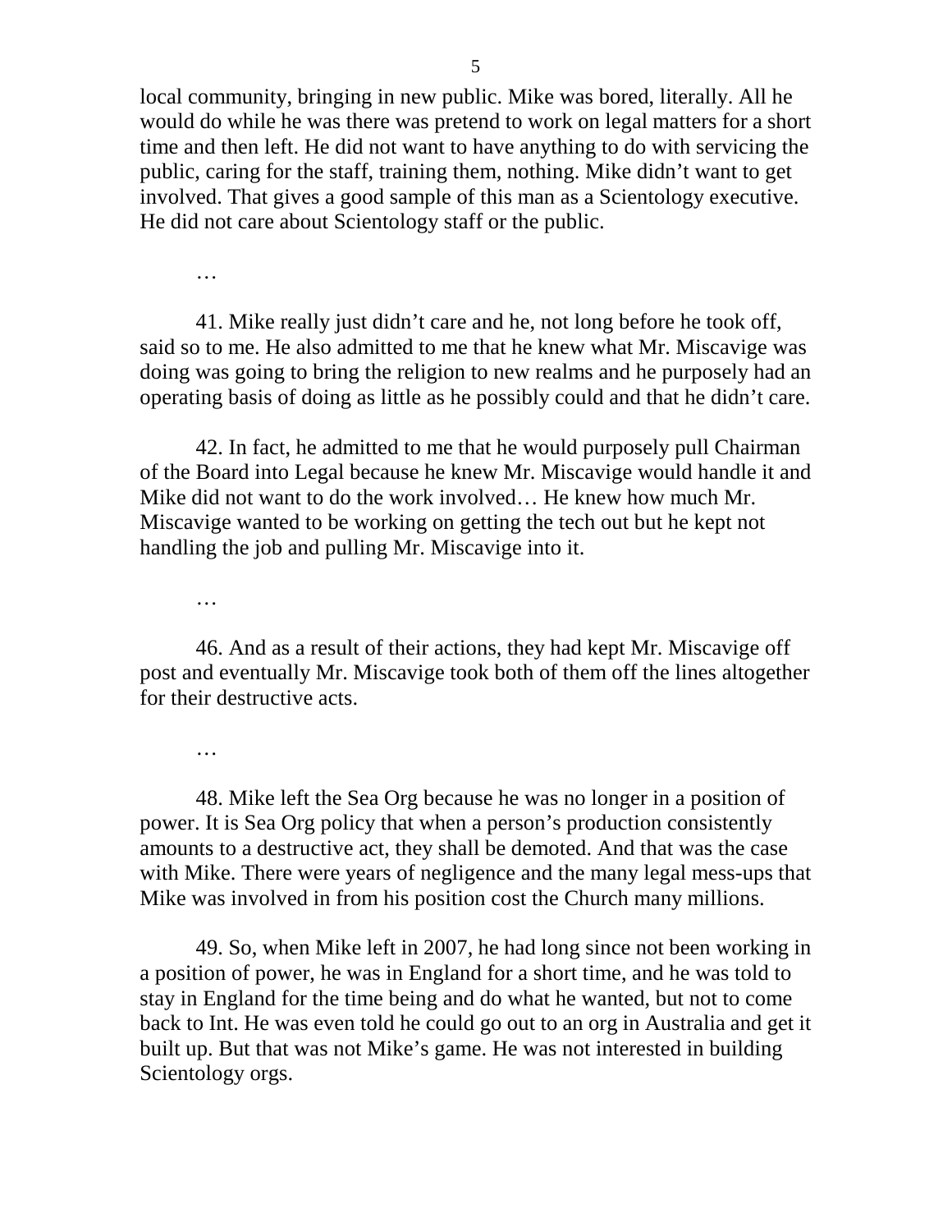local community, bringing in new public. Mike was bored, literally. All he would do while he was there was pretend to work on legal matters for a short time and then left. He did not want to have anything to do with servicing the public, caring for the staff, training them, nothing. Mike didn't want to get involved. That gives a good sample of this man as a Scientology executive. He did not care about Scientology staff or the public.

…

41. Mike really just didn't care and he, not long before he took off, said so to me. He also admitted to me that he knew what Mr. Miscavige was doing was going to bring the religion to new realms and he purposely had an operating basis of doing as little as he possibly could and that he didn't care.

42. In fact, he admitted to me that he would purposely pull Chairman of the Board into Legal because he knew Mr. Miscavige would handle it and Mike did not want to do the work involved… He knew how much Mr. Miscavige wanted to be working on getting the tech out but he kept not handling the job and pulling Mr. Miscavige into it.

…

46. And as a result of their actions, they had kept Mr. Miscavige off post and eventually Mr. Miscavige took both of them off the lines altogether for their destructive acts.

…

48. Mike left the Sea Org because he was no longer in a position of power. It is Sea Org policy that when a person's production consistently amounts to a destructive act, they shall be demoted. And that was the case with Mike. There were years of negligence and the many legal mess-ups that Mike was involved in from his position cost the Church many millions.

49. So, when Mike left in 2007, he had long since not been working in a position of power, he was in England for a short time, and he was told to stay in England for the time being and do what he wanted, but not to come back to Int. He was even told he could go out to an org in Australia and get it built up. But that was not Mike's game. He was not interested in building Scientology orgs.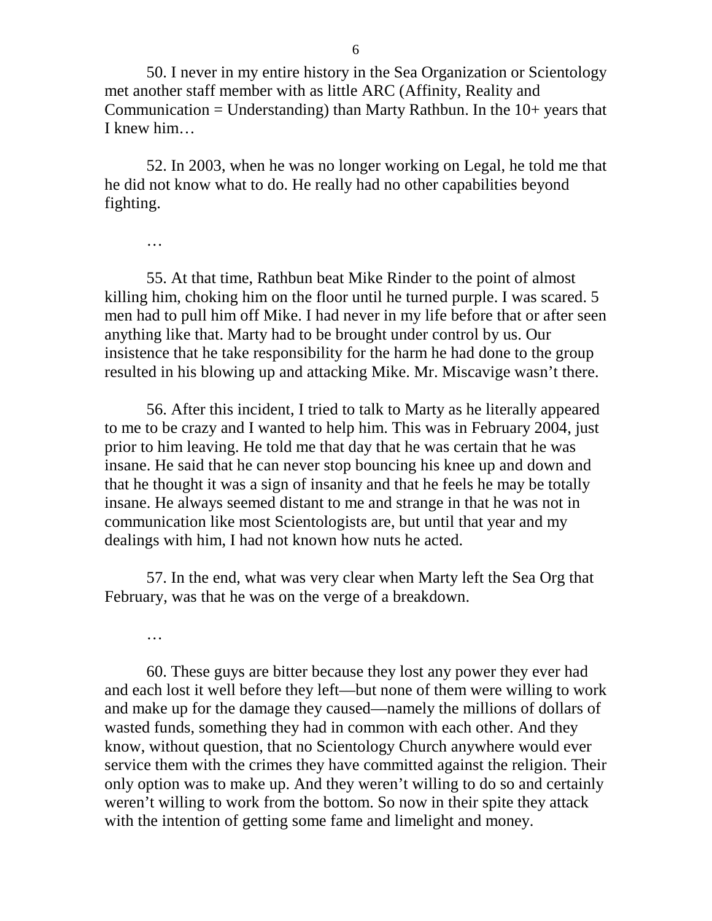50. I never in my entire history in the Sea Organization or Scientology met another staff member with as little ARC (Affinity, Reality and Communication = Understanding) than Marty Rathbun. In the 10+ years that I knew him…

52. In 2003, when he was no longer working on Legal, he told me that he did not know what to do. He really had no other capabilities beyond fighting.

…

55. At that time, Rathbun beat Mike Rinder to the point of almost killing him, choking him on the floor until he turned purple. I was scared. 5 men had to pull him off Mike. I had never in my life before that or after seen anything like that. Marty had to be brought under control by us. Our insistence that he take responsibility for the harm he had done to the group resulted in his blowing up and attacking Mike. Mr. Miscavige wasn't there.

56. After this incident, I tried to talk to Marty as he literally appeared to me to be crazy and I wanted to help him. This was in February 2004, just prior to him leaving. He told me that day that he was certain that he was insane. He said that he can never stop bouncing his knee up and down and that he thought it was a sign of insanity and that he feels he may be totally insane. He always seemed distant to me and strange in that he was not in communication like most Scientologists are, but until that year and my dealings with him, I had not known how nuts he acted.

57. In the end, what was very clear when Marty left the Sea Org that February, was that he was on the verge of a breakdown.

…

60. These guys are bitter because they lost any power they ever had and each lost it well before they left—but none of them were willing to work and make up for the damage they caused—namely the millions of dollars of wasted funds, something they had in common with each other. And they know, without question, that no Scientology Church anywhere would ever service them with the crimes they have committed against the religion. Their only option was to make up. And they weren't willing to do so and certainly weren't willing to work from the bottom. So now in their spite they attack with the intention of getting some fame and limelight and money.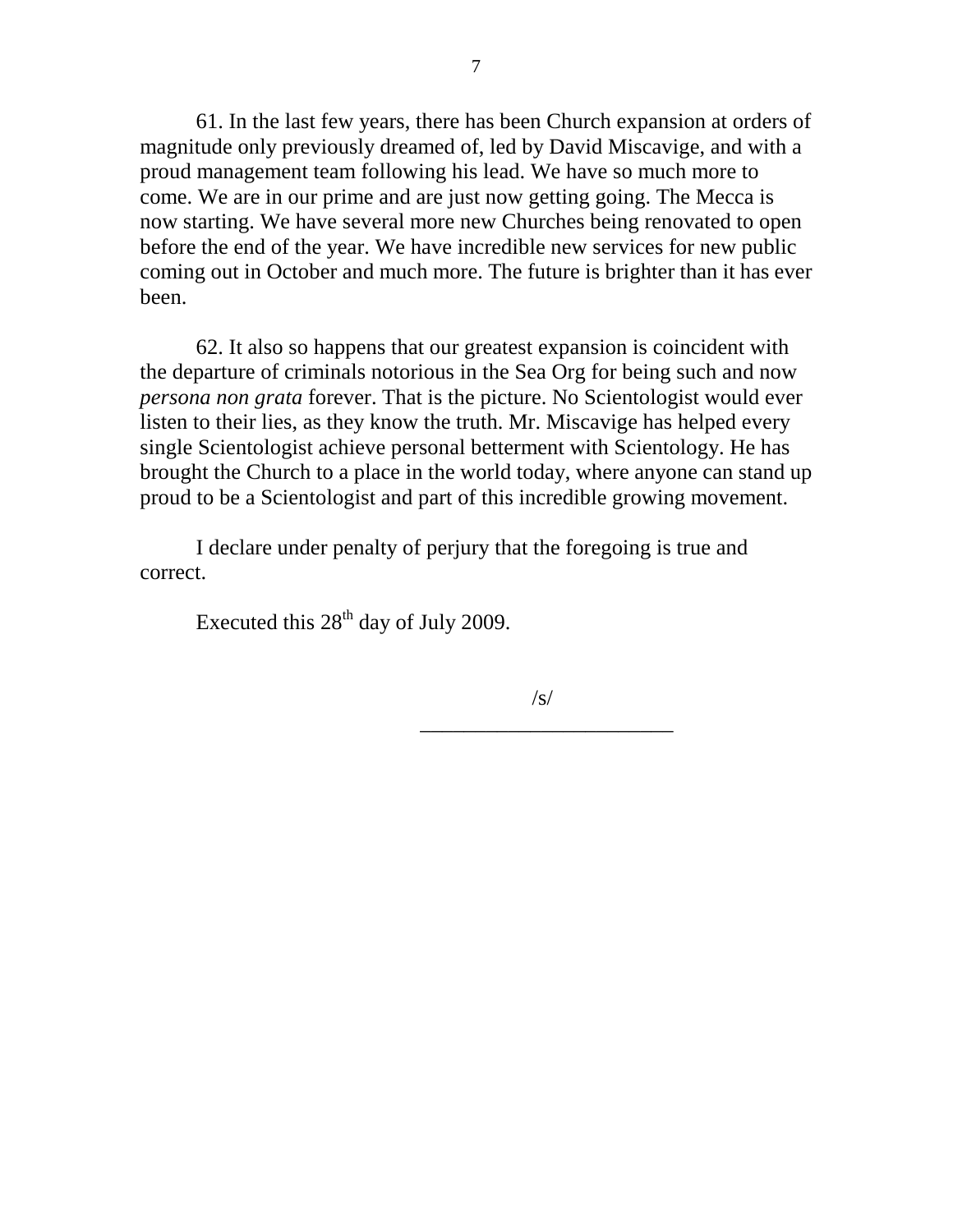61. In the last few years, there has been Church expansion at orders of magnitude only previously dreamed of, led by David Miscavige, and with a proud management team following his lead. We have so much more to come. We are in our prime and are just now getting going. The Mecca is now starting. We have several more new Churches being renovated to open before the end of the year. We have incredible new services for new public coming out in October and much more. The future is brighter than it has ever been.

62. It also so happens that our greatest expansion is coincident with the departure of criminals notorious in the Sea Org for being such and now *persona non grata* forever. That is the picture. No Scientologist would ever listen to their lies, as they know the truth. Mr. Miscavige has helped every single Scientologist achieve personal betterment with Scientology. He has brought the Church to a place in the world today, where anyone can stand up proud to be a Scientologist and part of this incredible growing movement.

I declare under penalty of perjury that the foregoing is true and correct.

Executed this 28th day of July 2009.

/s/

________________________